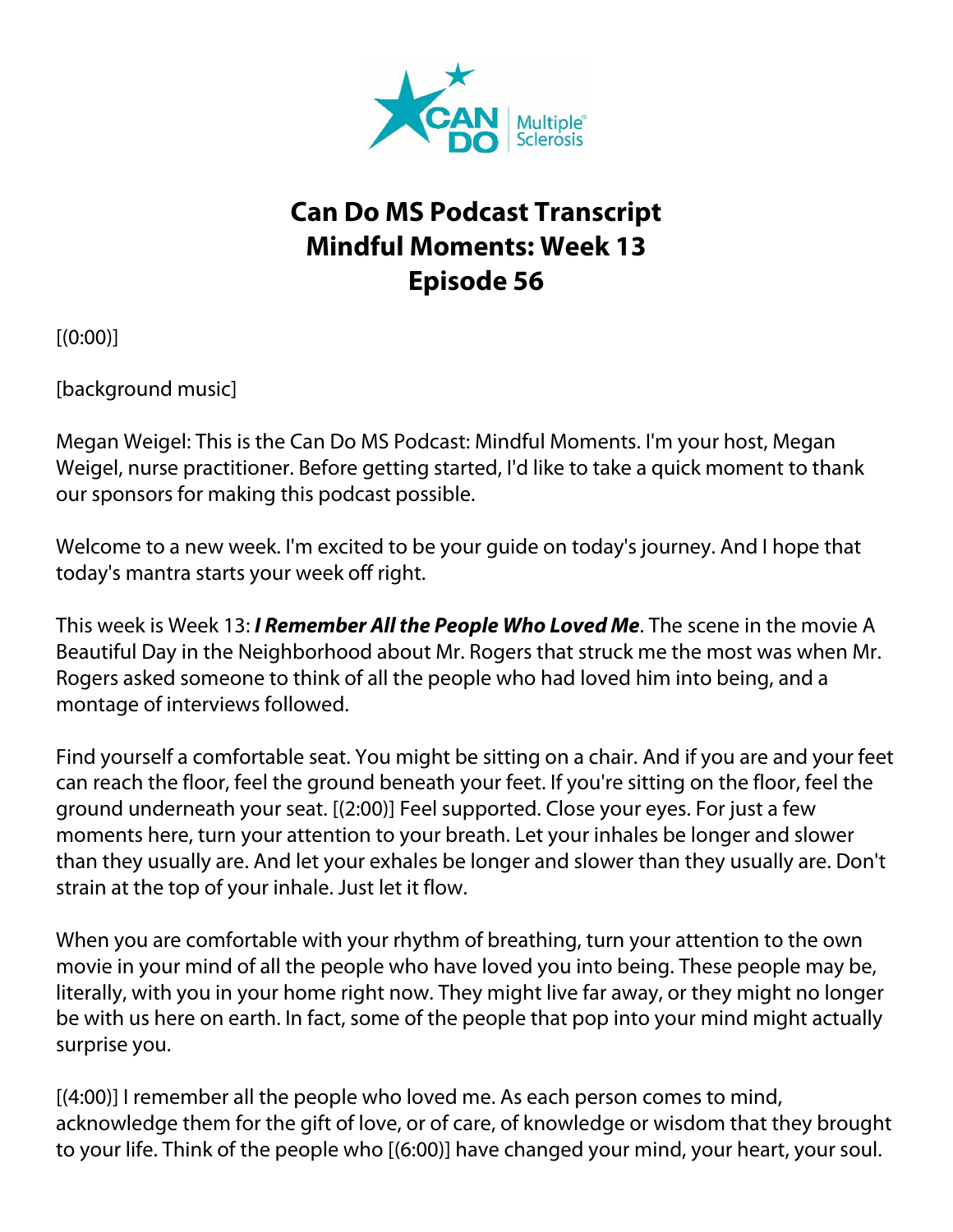# Can Do MS Podcast Transcript
# Mindful Moments: Week 13
# Episode 56

[(0:00)]

[background music]

Megan Weigel: This is the Can Do MS Podcast: Mindful Moments. I'm your host, Megan Weigel, nurse practitioner. Before getting started, I'd like to take a quick moment to thank our sponsors for making this podcast possible.

Welcome to a new week. I'm excited to be your guide on today's journey. And I hope that today's mantra starts your week off right.

This week is Week 13: ***I Remember All the People Who Loved Me***. The scene in the movie A Beautiful Day in the Neighborhood about Mr. Rogers that struck me the most was when Mr. Rogers asked someone to think of all the people who had loved him into being, and a montage of interviews followed.

Find yourself a comfortable seat. You might be sitting on a chair. And if you are and your feet can reach the floor, feel the ground beneath your feet. If you're sitting on the floor, feel the ground underneath your seat. [(2:00)] Feel supported. Close your eyes. For just a few moments here, turn your attention to your breath. Let your inhales be longer and slower than they usually are. And let your exhales be longer and slower than they usually are. Don't strain at the top of your inhale. Just let it flow.

When you are comfortable with your rhythm of breathing, turn your attention to the own movie in your mind of all the people who have loved you into being. These people may be, literally, with you in your home right now. They might live far away, or they might no longer be with us here on earth. In fact, some of the people that pop into your mind might actually surprise you.

[(4:00)] I remember all the people who loved me. As each person comes to mind, acknowledge them for the gift of love, or of care, of knowledge or wisdom that they brought to your life. Think of the people who [(6:00)] have changed your mind, your heart, your soul.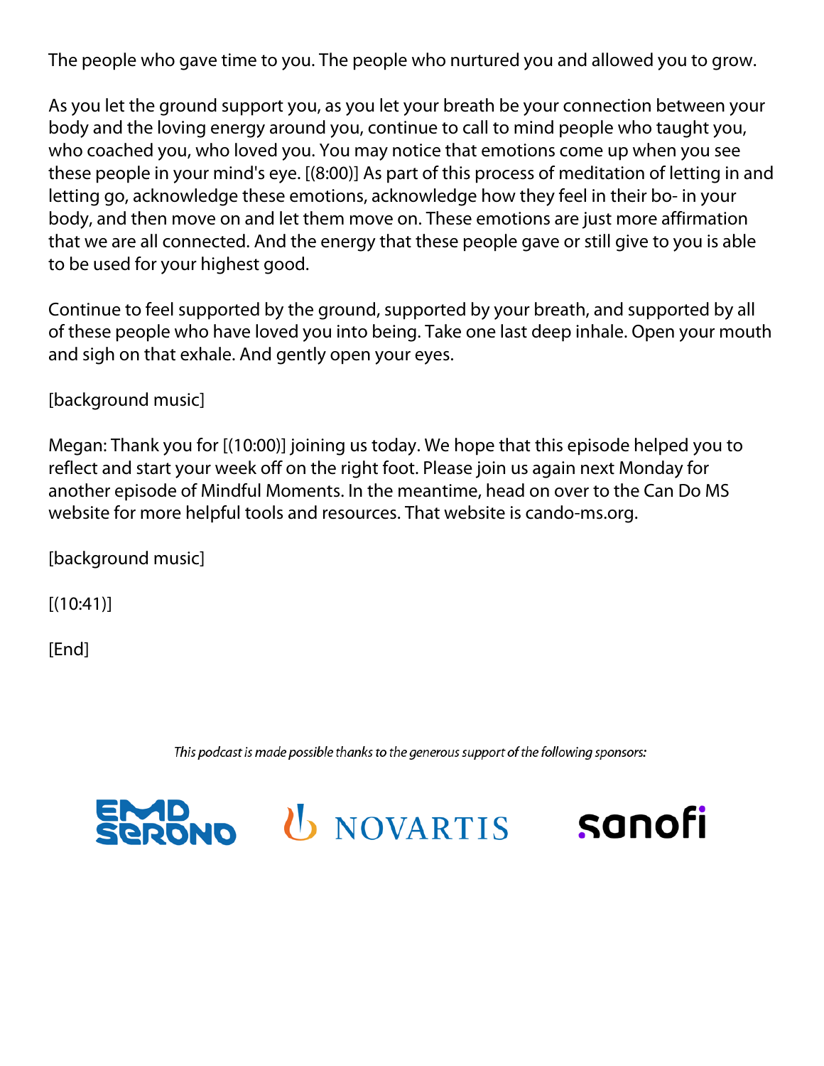The people who gave time to you. The people who nurtured you and allowed you to grow.

As you let the ground support you, as you let your breath be your connection between your body and the loving energy around you, continue to call to mind people who taught you, who coached you, who loved you. You may notice that emotions come up when you see these people in your mind's eye. [(8:00)] As part of this process of meditation of letting in and letting go, acknowledge these emotions, acknowledge how they feel in their bo- in your body, and then move on and let them move on. These emotions are just more affirmation that we are all connected. And the energy that these people gave or still give to you is able to be used for your highest good.

Continue to feel supported by the ground, supported by your breath, and supported by all of these people who have loved you into being. Take one last deep inhale. Open your mouth and sigh on that exhale. And gently open your eyes.

[background music]

Megan: Thank you for [(10:00)] joining us today. We hope that this episode helped you to reflect and start your week off on the right foot. Please join us again next Monday for another episode of Mindful Moments. In the meantime, head on over to the Can Do MS website for more helpful tools and resources. That website is cando-ms.org.

[background music]

[(10:41)]

[End]

*This podcast is made possible thanks to the generous support of the following sponsors:*

EMD SERONO    NOVARTIS    sanofi